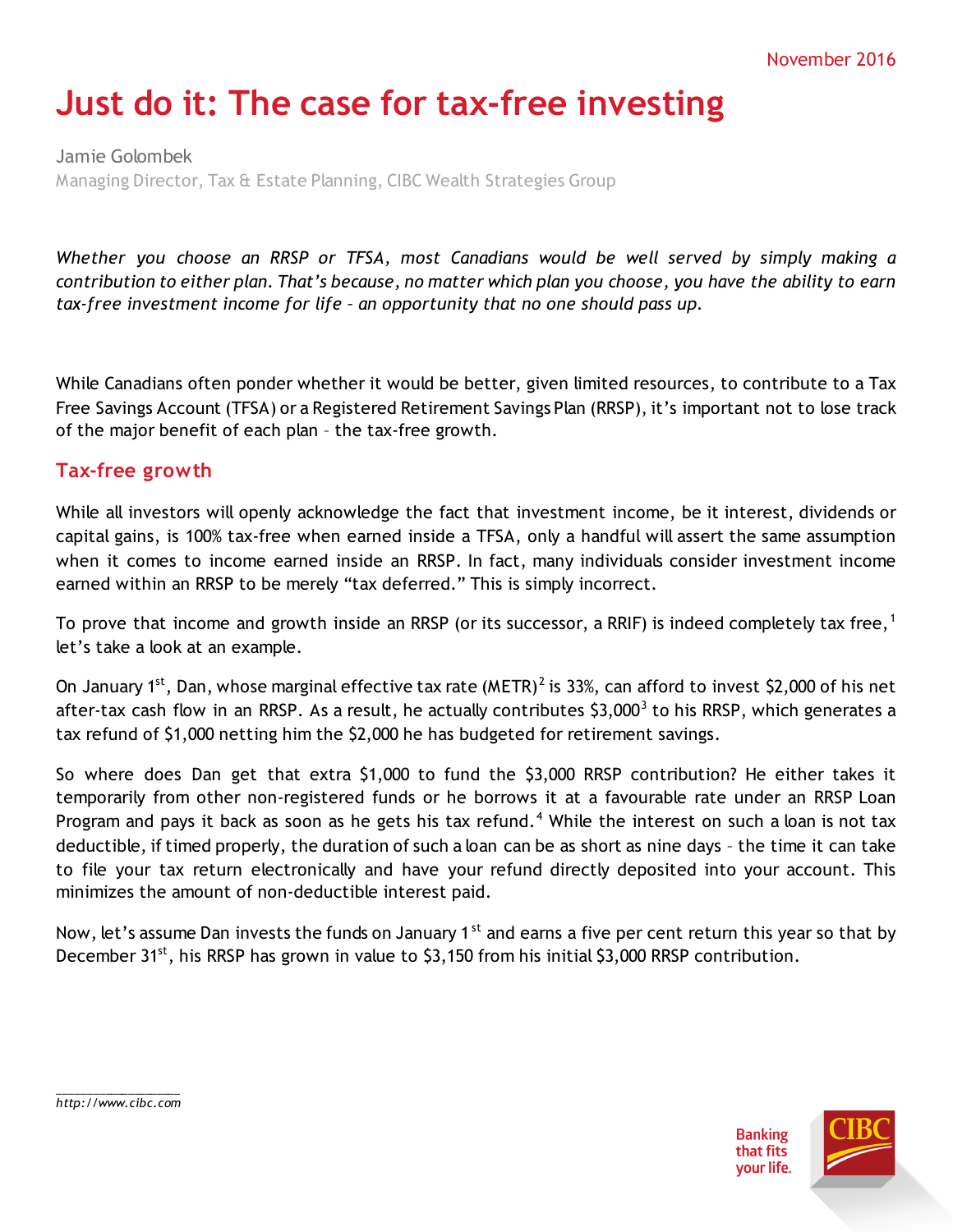November 2016

# Just do it: The case for tax-free investing

Jamie Golombek

Managing Director, Tax & Estate Planning, CIBC Wealth Strategies Group

*Whether you choose an RRSP or TFSA, most Canadians would be well served by simply making a contribution to either plan. That's because, no matter which plan you choose, you have the ability to earn tax-free investment income for life – an opportunity that no one should pass up.*

While Canadians often ponder whether it would be better, given limited resources, to contribute to a Tax Free Savings Account (TFSA) or a Registered Retirement Savings Plan (RRSP), it's important not to lose track of the major benefit of each plan – the tax-free growth.

## Tax-free growth

While all investors will openly acknowledge the fact that investment income, be it interest, dividends or capital gains, is 100% tax-free when earned inside a TFSA, only a handful will assert the same assumption when it comes to income earned inside an RRSP. In fact, many individuals consider investment income earned within an RRSP to be merely "tax deferred." This is simply incorrect.

To prove that income and growth inside an RRSP (or its successor, a RRIF) is indeed completely tax free,[1] let's take a look at an example.

On January 1st, Dan, whose marginal effective tax rate (METR)[2] is 33%, can afford to invest $2,000 of his net after-tax cash flow in an RRSP. As a result, he actually contributes $3,000[3] to his RRSP, which generates a tax refund of $1,000 netting him the $2,000 he has budgeted for retirement savings.

So where does Dan get that extra $1,000 to fund the $3,000 RRSP contribution? He either takes it temporarily from other non-registered funds or he borrows it at a favourable rate under an RRSP Loan Program and pays it back as soon as he gets his tax refund.[4] While the interest on such a loan is not tax deductible, if timed properly, the duration of such a loan can be as short as nine days – the time it can take to file your tax return electronically and have your refund directly deposited into your account. This minimizes the amount of non-deductible interest paid.

Now, let's assume Dan invests the funds on January 1st and earns a five per cent return this year so that by December 31st, his RRSP has grown in value to $3,150 from his initial $3,000 RRSP contribution.

*http://www.cibc.com*

Banking that fits your life.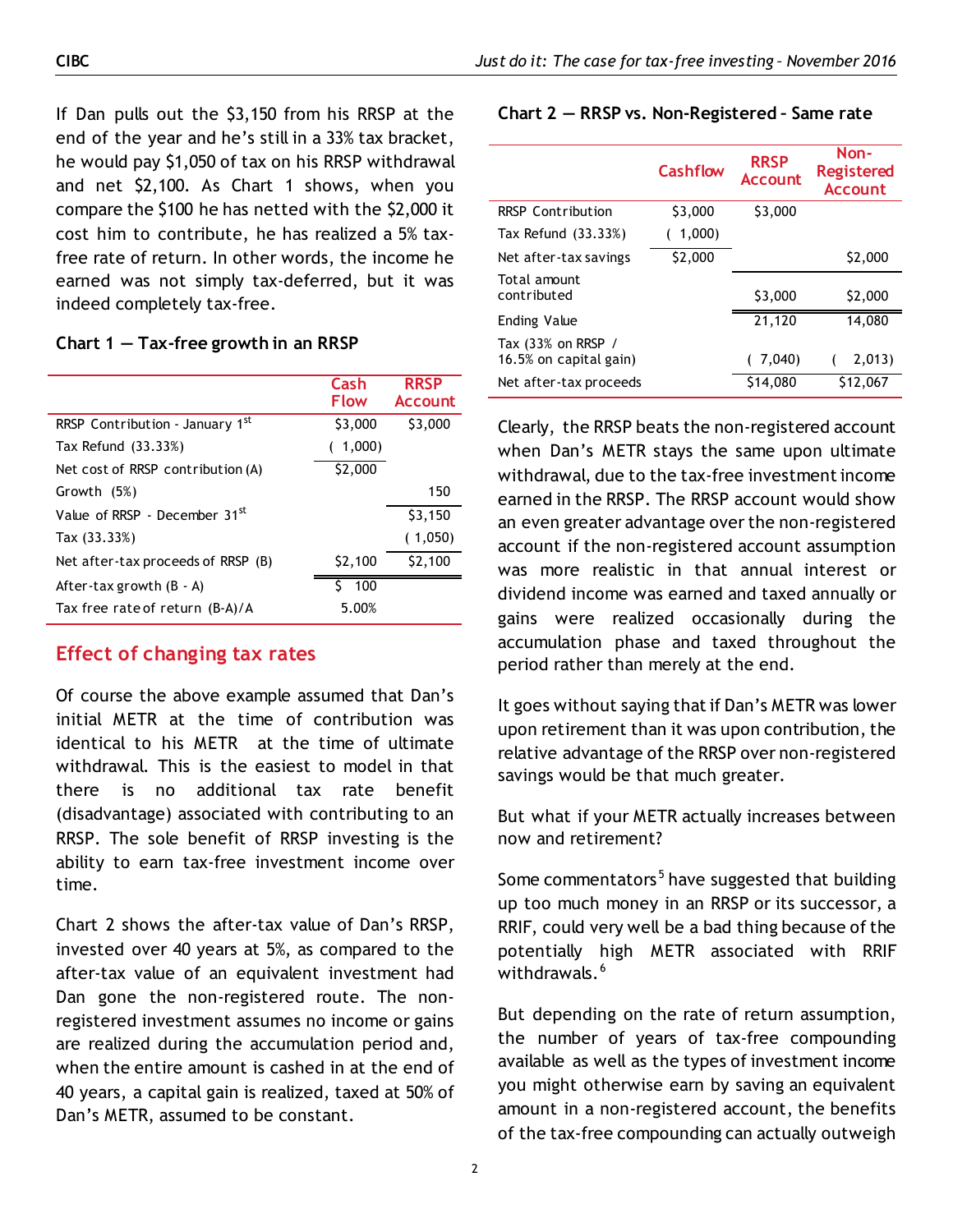If Dan pulls out the $3,150 from his RRSP at the end of the year and he's still in a 33% tax bracket, he would pay $1,050 of tax on his RRSP withdrawal and net $2,100. As Chart 1 shows, when you compare the $100 he has netted with the $2,000 it cost him to contribute, he has realized a 5% tax-free rate of return. In other words, the income he earned was not simply tax-deferred, but it was indeed completely tax-free.

**Chart 1 — Tax-free growth in an RRSP**

| | Cash Flow | RRSP Account |
|---|---|---|
| RRSP Contribution - January 1st | $3,000 | $3,000 |
| Tax Refund (33.33%) | ( 1,000) | |
| Net cost of RRSP contribution (A) | $2,000 | |
| Growth (5%) | | 150 |
| Value of RRSP - December 31st | | $3,150 |
| Tax (33.33%) | | ( 1,050) |
| Net after-tax proceeds of RRSP (B) | $2,100 | $2,100 |
| After-tax growth (B - A) | $ 100 | |
| Tax free rate of return (B-A)/A | 5.00% | |

## Effect of changing tax rates

Of course the above example assumed that Dan's initial METR at the time of contribution was identical to his METR at the time of ultimate withdrawal. This is the easiest to model in that there is no additional tax rate benefit (disadvantage) associated with contributing to an RRSP. The sole benefit of RRSP investing is the ability to earn tax-free investment income over time.

Chart 2 shows the after-tax value of Dan's RRSP, invested over 40 years at 5%, as compared to the after-tax value of an equivalent investment had Dan gone the non-registered route. The non-registered investment assumes no income or gains are realized during the accumulation period and, when the entire amount is cashed in at the end of 40 years, a capital gain is realized, taxed at 50% of Dan's METR, assumed to be constant.

**Chart 2 — RRSP vs. Non-Registered – Same rate**

| | Cashflow | RRSP Account | Non-Registered Account |
|---|---|---|---|
| RRSP Contribution | $3,000 | $3,000 | |
| Tax Refund (33.33%) | ( 1,000) | | |
| Net after-tax savings | $2,000 | | $2,000 |
| Total amount contributed | | $3,000 | $2,000 |
| Ending Value | | 21,120 | 14,080 |
| Tax (33% on RRSP / 16.5% on capital gain) | | ( 7,040) | ( 2,013) |
| Net after-tax proceeds | | $14,080 | $12,067 |

Clearly, the RRSP beats the non-registered account when Dan's METR stays the same upon ultimate withdrawal, due to the tax-free investment income earned in the RRSP. The RRSP account would show an even greater advantage over the non-registered account if the non-registered account assumption was more realistic in that annual interest or dividend income was earned and taxed annually or gains were realized occasionally during the accumulation phase and taxed throughout the period rather than merely at the end.

It goes without saying that if Dan's METR was lower upon retirement than it was upon contribution, the relative advantage of the RRSP over non-registered savings would be that much greater.

But what if your METR actually increases between now and retirement?

Some commentators[5] have suggested that building up too much money in an RRSP or its successor, a RRIF, could very well be a bad thing because of the potentially high METR associated with RRIF withdrawals.[6]

But depending on the rate of return assumption, the number of years of tax-free compounding available as well as the types of investment income you might otherwise earn by saving an equivalent amount in a non-registered account, the benefits of the tax-free compounding can actually outweigh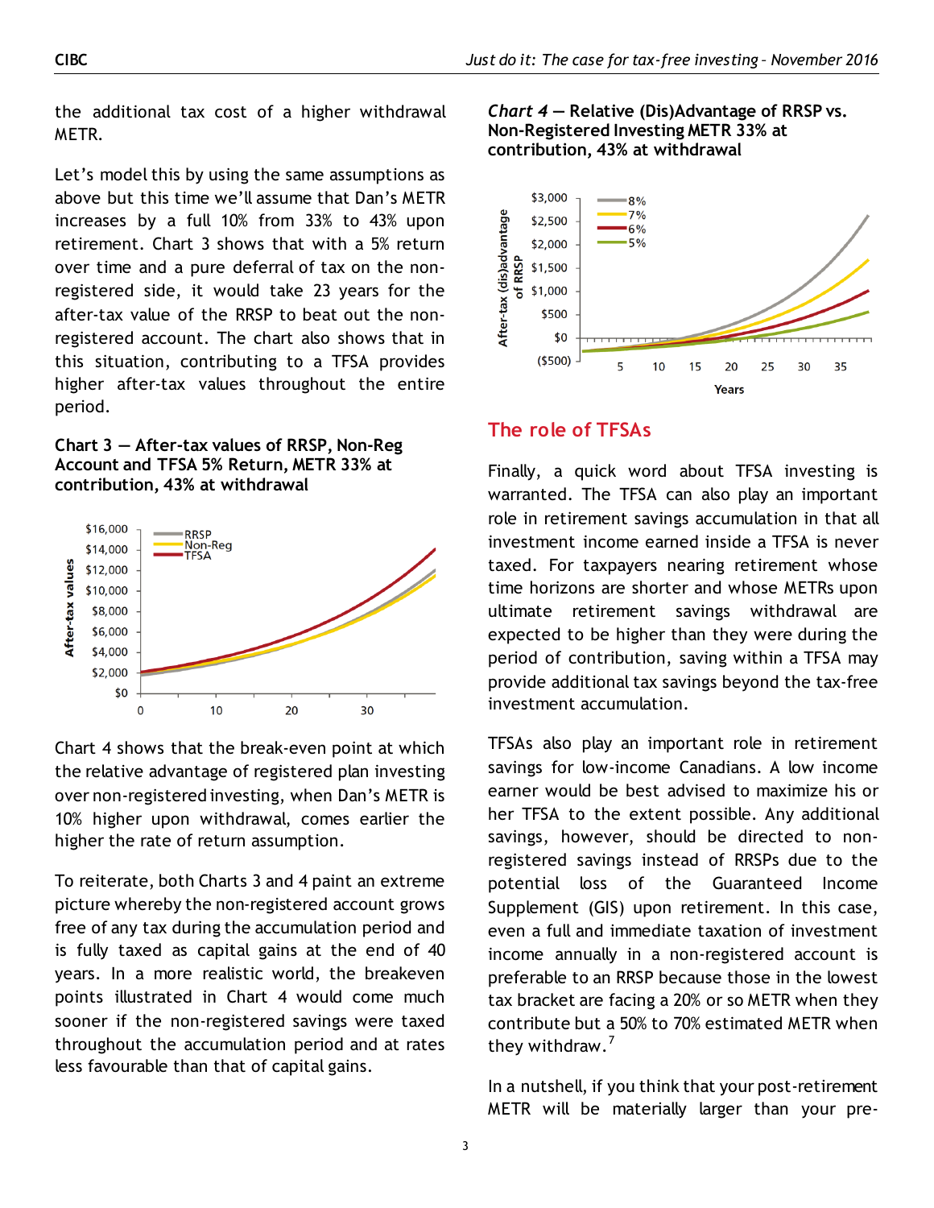the additional tax cost of a higher withdrawal METR.

Let's model this by using the same assumptions as above but this time we'll assume that Dan's METR increases by a full 10% from 33% to 43% upon retirement. Chart 3 shows that with a 5% return over time and a pure deferral of tax on the non-registered side, it would take 23 years for the after-tax value of the RRSP to beat out the non-registered account. The chart also shows that in this situation, contributing to a TFSA provides higher after-tax values throughout the entire period.

**Chart 3 — After-tax values of RRSP, Non-Reg Account and TFSA 5% Return, METR 33% at contribution, 43% at withdrawal**

Chart 4 shows that the break-even point at which the relative advantage of registered plan investing over non-registered investing, when Dan's METR is 10% higher upon withdrawal, comes earlier the higher the rate of return assumption.

To reiterate, both Charts 3 and 4 paint an extreme picture whereby the non-registered account grows free of any tax during the accumulation period and is fully taxed as capital gains at the end of 40 years. In a more realistic world, the breakeven points illustrated in Chart 4 would come much sooner if the non-registered savings were taxed throughout the accumulation period and at rates less favourable than that of capital gains.

***Chart 4*** **— Relative (Dis)Advantage of RRSP vs. Non-Registered Investing METR 33% at contribution, 43% at withdrawal**

## The role of TFSAs

Finally, a quick word about TFSA investing is warranted. The TFSA can also play an important role in retirement savings accumulation in that all investment income earned inside a TFSA is never taxed. For taxpayers nearing retirement whose time horizons are shorter and whose METRs upon ultimate retirement savings withdrawal are expected to be higher than they were during the period of contribution, saving within a TFSA may provide additional tax savings beyond the tax-free investment accumulation.

TFSAs also play an important role in retirement savings for low-income Canadians. A low income earner would be best advised to maximize his or her TFSA to the extent possible. Any additional savings, however, should be directed to non-registered savings instead of RRSPs due to the potential loss of the Guaranteed Income Supplement (GIS) upon retirement. In this case, even a full and immediate taxation of investment income annually in a non-registered account is preferable to an RRSP because those in the lowest tax bracket are facing a 20% or so METR when they contribute but a 50% to 70% estimated METR when they withdraw.[7]

In a nutshell, if you think that your post-retirement METR will be materially larger than your pre-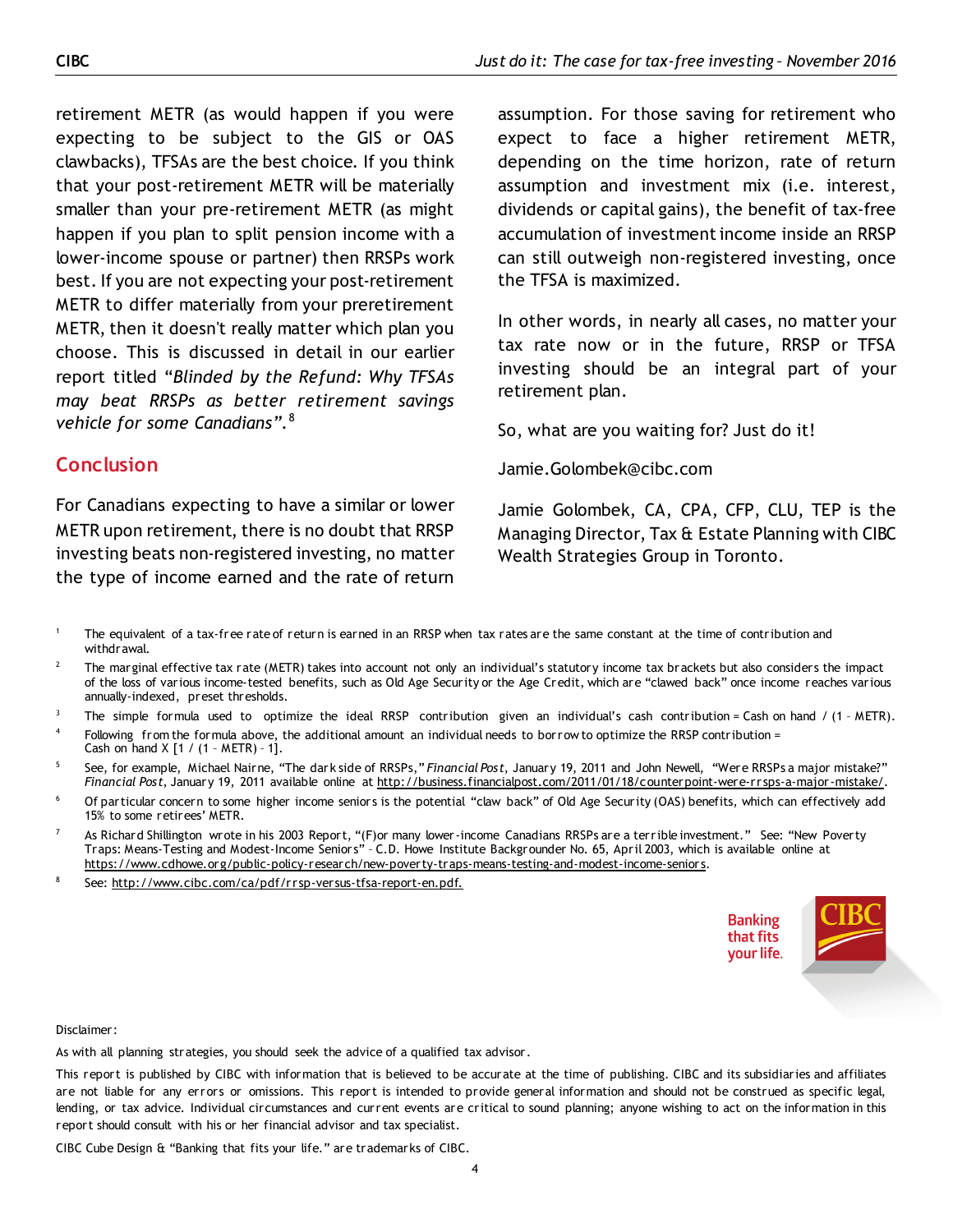retirement METR (as would happen if you were expecting to be subject to the GIS or OAS clawbacks), TFSAs are the best choice. If you think that your post-retirement METR will be materially smaller than your pre-retirement METR (as might happen if you plan to split pension income with a lower-income spouse or partner) then RRSPs work best. If you are not expecting your post-retirement METR to differ materially from your preretirement METR, then it doesn't really matter which plan you choose. This is discussed in detail in our earlier report titled "*Blinded by the Refund: Why TFSAs may beat RRSPs as better retirement savings vehicle for some Canadians*".[8]

## Conclusion

For Canadians expecting to have a similar or lower METR upon retirement, there is no doubt that RRSP investing beats non-registered investing, no matter the type of income earned and the rate of return assumption. For those saving for retirement who expect to face a higher retirement METR, depending on the time horizon, rate of return assumption and investment mix (i.e. interest, dividends or capital gains), the benefit of tax-free accumulation of investment income inside an RRSP can still outweigh non-registered investing, once the TFSA is maximized.

In other words, in nearly all cases, no matter your tax rate now or in the future, RRSP or TFSA investing should be an integral part of your retirement plan.

So, what are you waiting for? Just do it!

Jamie.Golombek@cibc.com

Jamie Golombek, CA, CPA, CFP, CLU, TEP is the Managing Director, Tax & Estate Planning with CIBC Wealth Strategies Group in Toronto.

---

1. The equivalent of a tax-free rate of return is earned in an RRSP when tax rates are the same constant at the time of contribution and withdrawal.
2. The marginal effective tax rate (METR) takes into account not only an individual's statutory income tax brackets but also considers the impact of the loss of various income-tested benefits, such as Old Age Security or the Age Credit, which are "clawed back" once income reaches various annually-indexed, preset thresholds.
3. The simple formula used to optimize the ideal RRSP contribution given an individual's cash contribution = Cash on hand / (1 – METR).
4. Following from the formula above, the additional amount an individual needs to borrow to optimize the RRSP contribution = Cash on hand X [1 / (1 – METR) – 1].
5. See, for example, Michael Nairne, "The dark side of RRSPs," *Financial Post*, January 19, 2011 and John Newell, "Were RRSPs a major mistake?" *Financial Post*, January 19, 2011 available online at http://business.financialpost.com/2011/01/18/counterpoint-were-rrsps-a-major-mistake/.
6. Of particular concern to some higher income seniors is the potential "claw back" of Old Age Security (OAS) benefits, which can effectively add 15% to some retirees' METR.
7. As Richard Shillington wrote in his 2003 Report, "(F)or many lower-income Canadians RRSPs are a terrible investment." See: "New Poverty Traps: Means-Testing and Modest-Income Seniors" – C.D. Howe Institute Backgrounder No. 65, April 2003, which is available online at https://www.cdhowe.org/public-policy-research/new-poverty-traps-means-testing-and-modest-income-seniors.
8. See: http://www.cibc.com/ca/pdf/rrsp-versus-tfsa-report-en.pdf.

Banking that fits your life.

CIBC

Disclaimer:

As with all planning strategies, you should seek the advice of a qualified tax advisor.

This report is published by CIBC with information that is believed to be accurate at the time of publishing. CIBC and its subsidiaries and affiliates are not liable for any errors or omissions. This report is intended to provide general information and should not be construed as specific legal, lending, or tax advice. Individual circumstances and current events are critical to sound planning; anyone wishing to act on the information in this report should consult with his or her financial advisor and tax specialist.

CIBC Cube Design & "Banking that fits your life." are trademarks of CIBC.